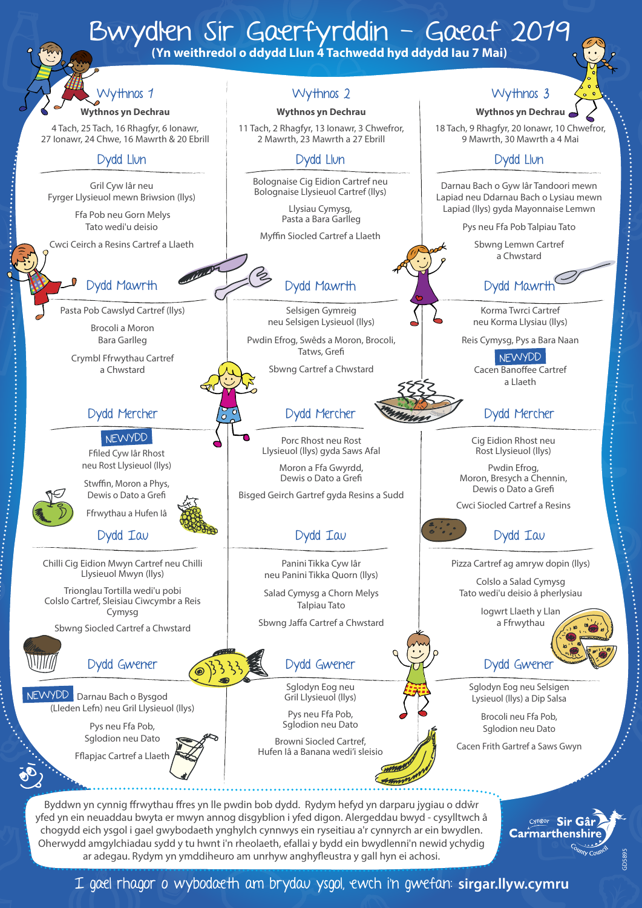# Bwydlen Sir Gaerfyrddin – Gaeaf 2019

**(Yn weithredol o ddydd Llun 4 Tachwedd hyd ddydd Iau 7 Mai)**

## Wythnos 1

**Wythnos yn Dechrau**

4 Tach, 25 Tach, 16 Rhagfyr, 6 Ionawr, 27 Ionawr, 24 Chwe, 16 Mawrth & 20 Ebrill

### Dydd Llun

Gril Cyw Iâr neu Fyrger Llysieuol mewn Briwsion (llys)

Ffa Pob neu Gorn Melys

Tato wedi'u deisio

Cwci Ceirch a Resins Cartref a Llaeth

### Dydd Mawrth

Pasta Pob Cawslyd Cartref (llys)

Brocoli a Moron

Bara Garlleg

Crymbl Ffrwythau Cartref a Chwstard

### Dydd Mercher

NEWYDD Ffiled Cyw Iâr Rhost neu Rost Llysieuol (llys)

Stwffin, Moron a Phys, Dewis o Dato a Grefi

Ffrwythau a Hufen Iâ

### Dydd Iau

Chilli Cig Eidion Mwyn Cartref neu Chilli Llysieuol Mwyn (llys)

Trionglau Tortilla wedi'u pobi Colslo Cartref, Sleisiau Ciwcymbr a Reis Cymysg

Sbwng Siocled Cartref a Chwstard

### Dydd Gwener

NEWYDD Darnau Bach o Bysgod (Lleden Lefn) neu Gril Llysieuol (llys)

Pys neu Ffa Pob, Sglodion neu Dato

Fflapjac Cartref a Llaeth

## Wythnos 2

**Wythnos yn Dechrau**

11 Tach, 2 Rhagfyr, 13 Ionawr, 3 Chwefror, 2 Mawrth, 23 Mawrth a 27 Ebrill

### Dydd Llun

Bolognaise Cig Eidion Cartref neu Bolognaise Llysieuol Cartref (llys)

Llysiau Cymysg, Pasta a Bara Garlleg

Myffin Siocled Cartref a Llaeth

### Dydd Mawrth

Selsigen Gymreig neu Selsigen Llysieuol (llys)

Pwdin Efrog, Swêds a Moron, Brocoli, Tatws, Grefi

Sbwng Cartref a Chwstard

### Dydd Mercher

Porc Rhost neu Rost Llysieuol (llys) gyda Saws Afal

Moron a Ffa Gwyrdd, Dewis o Dato a Grefi

Bisged Geirch Gartref gyda Resins a Sudd

### Dydd Iau

Panini Tikka Cyw Iâr neu Panini Tikka Quorn (llys)

Salad Cymysg a Chorn Melys Talpiau Tato

Sbwng Jaffa Cartref a Chwstard

### Dydd Gwener

Sglodyn Eog neu Gril Llysieuol (llys)

Pys neu Ffa Pob, Sglodion neu Dato

Browni Siocled Cartref, Hufen Iâ a Banana wedi'i sleisio

## Wythnos 3

**Wythnos yn Dechrau**

18 Tach, 9 Rhagfyr, 20 Ionawr, 10 Chwefror, 9 Mawrth, 30 Mawrth a 4 Mai

### Dydd Llun

Darnau Bach o Gyw Iâr Tandoori mewn Lapiad neu Ddarnau Bach o Lysiau mewn Lapiad (llys) gyda Mayonnaise Lemwn

Pys neu Ffa Pob Talpiau Tato

Sbwng Lemwn Cartref a Chwstard

### Dydd Mawrth

Korma Twrci Cartref neu Korma Llysiau (llys)

Reis Cymysg, Pys a Bara Naan

NEWYDD Cacen Banoffee Cartref a Llaeth

### Dydd Mercher

Cig Eidion Rhost neu Rost Llysieuol (llys)

Pwdin Efrog, Moron, Bresych a Chennin, Dewis o Dato a Grefi

Cwci Siocled Cartref a Resins

### Dydd Iau

Pizza Cartref ag amryw dopin (llys)

Colslo a Salad Cymysg Tato wedi'u deisio â pherlysiau

Iogwrt Llaeth y Llan a Ffrwythau

### Dydd Gwener

Sglodyn Eog neu Selsigen Lysieuol (llys) a Dip Salsa

Brocoli neu Ffa Pob, Sglodion neu Dato

Cacen Frith Gartref a Saws Gwyn

---

Byddwn yn cynnig ffrwythau ffres yn lle pwdin bob dydd. Rydym hefyd yn darparu jygiau o ddŵr yfed yn ein neuaddau bwyta er mwyn annog disgyblion i yfed digon. Alergeddau bwyd - cysylltwch â chogydd eich ysgol i gael gwybodaeth ynghylch cynnwys ein ryseitiau a'r cynnyrch ar ein bwydlen. Oherwydd amgylchiadau sydd y tu hwnt i'n rheolaeth, efallai y bydd ein bwydlenni'n newid ychydig ar adegau. Rydym yn ymddiheuro am unrhyw anghyfleustra y gall hyn ei achosi.

Cyngor Sir Gâr Carmarthenshire County Council

I gael rhagor o wybodaeth am brydau ysgol, ewch i'n gwefan: **sirgar.llyw.cymru**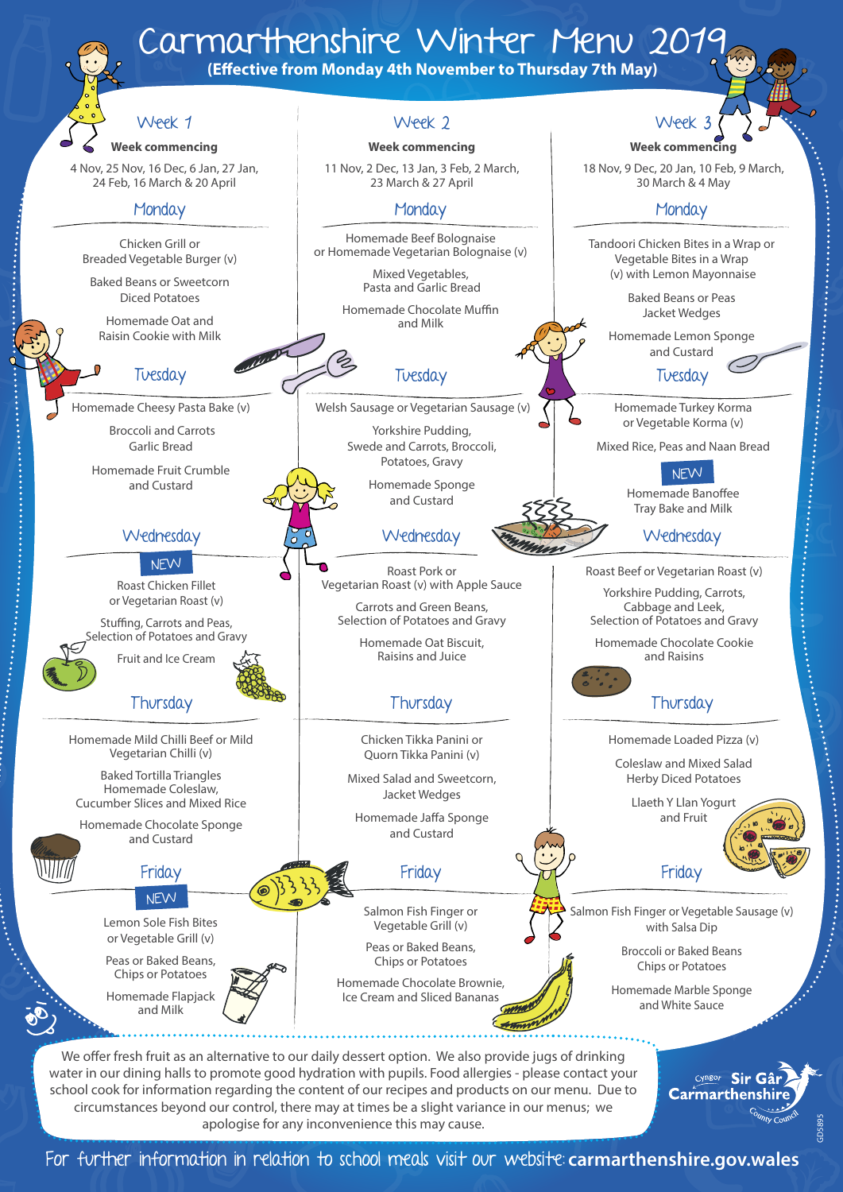# Carmarthenshire Winter Menu 2019

**(Effective from Monday 4th November to Thursday 7th May)**

## Week 1

**Week commencing**

4 Nov, 25 Nov, 16 Dec, 6 Jan, 27 Jan, 24 Feb, 16 March & 20 April

### Monday

Chicken Grill or Breaded Vegetable Burger (v)

Baked Beans or Sweetcorn Diced Potatoes

Homemade Oat and Raisin Cookie with Milk

### Tuesday

Homemade Cheesy Pasta Bake (v)

Broccoli and Carrots Garlic Bread

Homemade Fruit Crumble and Custard

### Wednesday

NEW

Roast Chicken Fillet or Vegetarian Roast (v)

Stuffing, Carrots and Peas, Selection of Potatoes and Gravy

Fruit and Ice Cream

### Thursday

Homemade Mild Chilli Beef or Mild Vegetarian Chilli (v)

Baked Tortilla Triangles Homemade Coleslaw, Cucumber Slices and Mixed Rice

Homemade Chocolate Sponge and Custard

### Friday

NEW

Lemon Sole Fish Bites or Vegetable Grill (v)

Peas or Baked Beans, Chips or Potatoes

Homemade Flapjack and Milk

## Week 2

**Week commencing**

11 Nov, 2 Dec, 13 Jan, 3 Feb, 2 March, 23 March & 27 April

### Monday

Homemade Beef Bolognaise or Homemade Vegetarian Bolognaise (v)

Mixed Vegetables, Pasta and Garlic Bread

Homemade Chocolate Muffin and Milk

### Tuesday

Welsh Sausage or Vegetarian Sausage (v)

Yorkshire Pudding, Swede and Carrots, Broccoli, Potatoes, Gravy

Homemade Sponge and Custard

### Wednesday

Roast Pork or Vegetarian Roast (v) with Apple Sauce

Carrots and Green Beans, Selection of Potatoes and Gravy

Homemade Oat Biscuit, Raisins and Juice

### Thursday

Chicken Tikka Panini or Quorn Tikka Panini (v)

Mixed Salad and Sweetcorn, Jacket Wedges

Homemade Jaffa Sponge and Custard

### Friday

Salmon Fish Finger or Vegetable Grill (v)

Peas or Baked Beans, Chips or Potatoes

Homemade Chocolate Brownie, Ice Cream and Sliced Bananas

## Week 3

**Week commencing**

18 Nov, 9 Dec, 20 Jan, 10 Feb, 9 March, 30 March & 4 May

### Monday

Tandoori Chicken Bites in a Wrap or Vegetable Bites in a Wrap (v) with Lemon Mayonnaise

Baked Beans or Peas Jacket Wedges

Homemade Lemon Sponge and Custard

### Tuesday

Homemade Turkey Korma or Vegetable Korma (v)

Mixed Rice, Peas and Naan Bread

NEW

Homemade Banoffee Tray Bake and Milk

### Wednesday

Roast Beef or Vegetarian Roast (v)

Yorkshire Pudding, Carrots, Cabbage and Leek, Selection of Potatoes and Gravy

Homemade Chocolate Cookie and Raisins

### Thursday

Homemade Loaded Pizza (v)

Coleslaw and Mixed Salad Herby Diced Potatoes

Llaeth Y Llan Yogurt and Fruit

### Friday

Salmon Fish Finger or Vegetable Sausage (v) with Salsa Dip

Broccoli or Baked Beans Chips or Potatoes

Homemade Marble Sponge and White Sauce

---

We offer fresh fruit as an alternative to our daily dessert option. We also provide jugs of drinking water in our dining halls to promote good hydration with pupils. Food allergies - please contact your school cook for information regarding the content of our recipes and products on our menu. Due to circumstances beyond our control, there may at times be a slight variance in our menus; we apologise for any inconvenience this may cause.

Cyngor Sir Gâr Carmarthenshire County Council

For further information in relation to school meals visit our website: **carmarthenshire.gov.wales**

GD5895